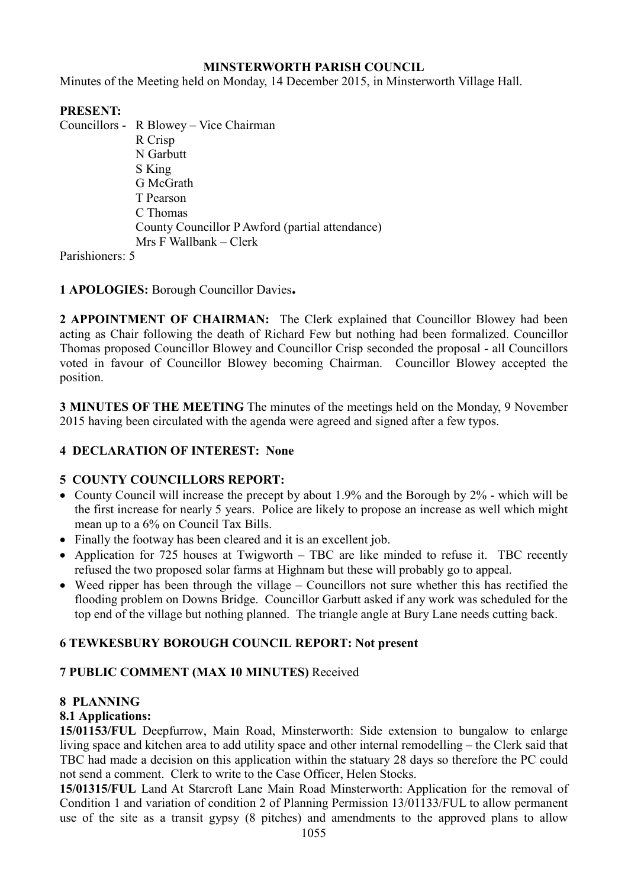**MINSTERWORTH PARISH COUNCIL**

Minutes of the Meeting held on Monday, 14 December 2015, in Minsterworth Village Hall.

**PRESENT:**

Councillors - R Blowey – Vice Chairman
R Crisp
N Garbutt
S King
G McGrath
T Pearson
C Thomas
County Councillor P Awford (partial attendance)
Mrs F Wallbank – Clerk

Parishioners: 5

**1 APOLOGIES:** Borough Councillor Davies**.**

**2 APPOINTMENT OF CHAIRMAN:** The Clerk explained that Councillor Blowey had been acting as Chair following the death of Richard Few but nothing had been formalized. Councillor Thomas proposed Councillor Blowey and Councillor Crisp seconded the proposal - all Councillors voted in favour of Councillor Blowey becoming Chairman. Councillor Blowey accepted the position.

**3 MINUTES OF THE MEETING** The minutes of the meetings held on the Monday, 9 November 2015 having been circulated with the agenda were agreed and signed after a few typos.

**4 DECLARATION OF INTEREST: None**

**5 COUNTY COUNCILLORS REPORT:**

- County Council will increase the precept by about 1.9% and the Borough by 2% - which will be the first increase for nearly 5 years. Police are likely to propose an increase as well which might mean up to a 6% on Council Tax Bills.
- Finally the footway has been cleared and it is an excellent job.
- Application for 725 houses at Twigworth – TBC are like minded to refuse it. TBC recently refused the two proposed solar farms at Highnam but these will probably go to appeal.
- Weed ripper has been through the village – Councillors not sure whether this has rectified the flooding problem on Downs Bridge. Councillor Garbutt asked if any work was scheduled for the top end of the village but nothing planned. The triangle angle at Bury Lane needs cutting back.

**6 TEWKESBURY BOROUGH COUNCIL REPORT: Not present**

**7 PUBLIC COMMENT (MAX 10 MINUTES)** Received

**8 PLANNING**

**8.1 Applications:**

**15/01153/FUL** Deepfurrow, Main Road, Minsterworth: Side extension to bungalow to enlarge living space and kitchen area to add utility space and other internal remodelling – the Clerk said that TBC had made a decision on this application within the statuary 28 days so therefore the PC could not send a comment. Clerk to write to the Case Officer, Helen Stocks.

**15/01315/FUL** Land At Starcroft Lane Main Road Minsterworth: Application for the removal of Condition 1 and variation of condition 2 of Planning Permission 13/01133/FUL to allow permanent use of the site as a transit gypsy (8 pitches) and amendments to the approved plans to allow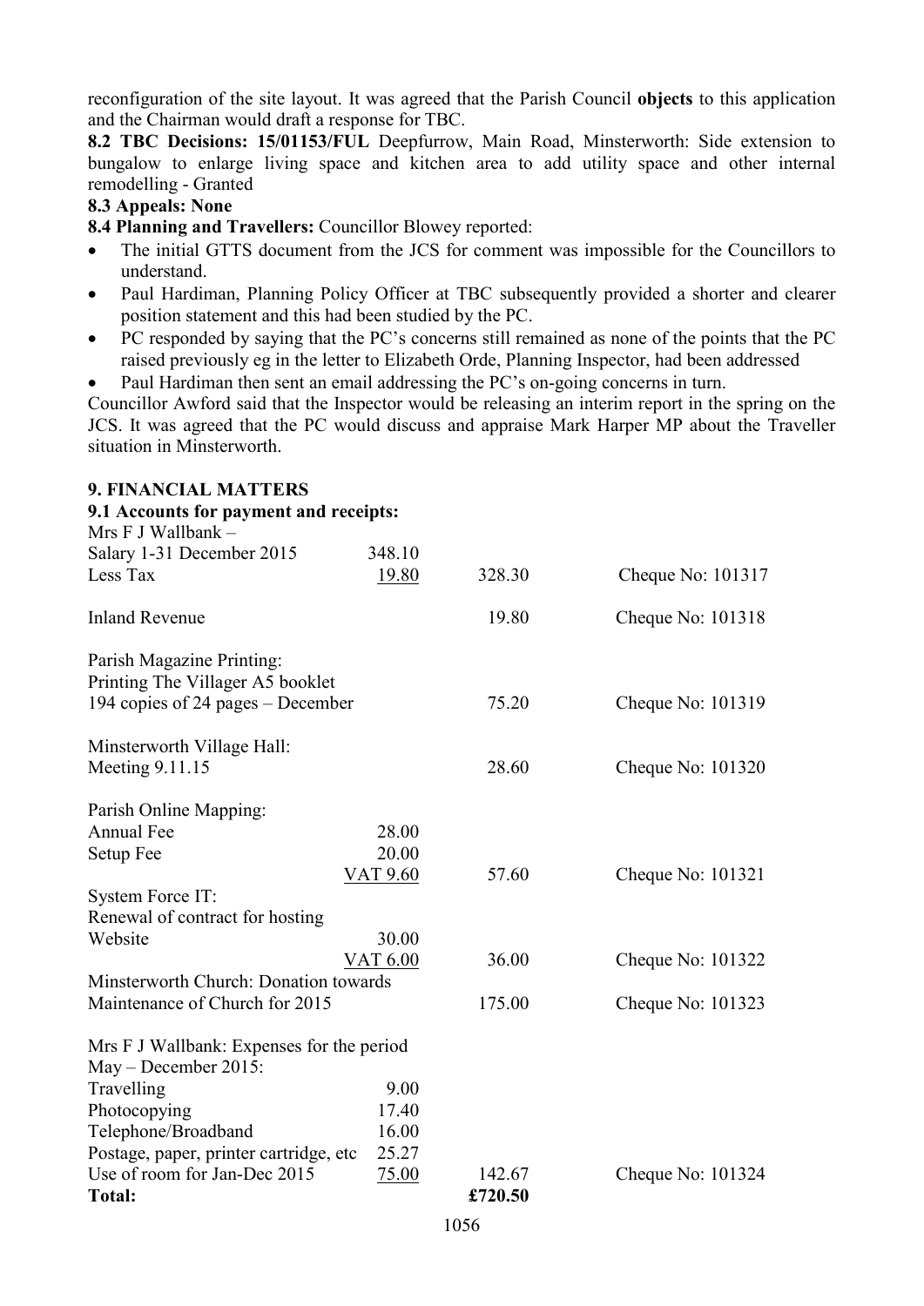reconfiguration of the site layout. It was agreed that the Parish Council **objects** to this application and the Chairman would draft a response for TBC.

**8.2 TBC Decisions: 15/01153/FUL** Deepfurrow, Main Road, Minsterworth: Side extension to bungalow to enlarge living space and kitchen area to add utility space and other internal remodelling - Granted

**8.3 Appeals: None**

**8.4 Planning and Travellers:** Councillor Blowey reported:

- The initial GTTS document from the JCS for comment was impossible for the Councillors to understand.
- Paul Hardiman, Planning Policy Officer at TBC subsequently provided a shorter and clearer position statement and this had been studied by the PC.
- PC responded by saying that the PC's concerns still remained as none of the points that the PC raised previously eg in the letter to Elizabeth Orde, Planning Inspector, had been addressed
- Paul Hardiman then sent an email addressing the PC's on-going concerns in turn.

Councillor Awford said that the Inspector would be releasing an interim report in the spring on the JCS. It was agreed that the PC would discuss and appraise Mark Harper MP about the Traveller situation in Minsterworth.

## 9. FINANCIAL MATTERS

**9.1 Accounts for payment and receipts:**

| | | | |
|---|---|---|---|
| Mrs F J Wallbank – | | | |
| Salary 1-31 December 2015 | 348.10 | | |
| Less Tax | 19.80 | 328.30 | Cheque No: 101317 |
| Inland Revenue | | 19.80 | Cheque No: 101318 |
| Parish Magazine Printing: | | | |
| Printing The Villager A5 booklet | | | |
| 194 copies of 24 pages – December | | 75.20 | Cheque No: 101319 |
| Minsterworth Village Hall: | | | |
| Meeting 9.11.15 | | 28.60 | Cheque No: 101320 |
| Parish Online Mapping: | | | |
| Annual Fee | 28.00 | | |
| Setup Fee | 20.00 | | |
| | VAT 9.60 | 57.60 | Cheque No: 101321 |
| System Force IT: | | | |
| Renewal of contract for hosting | | | |
| Website | 30.00 | | |
| | VAT 6.00 | 36.00 | Cheque No: 101322 |
| Minsterworth Church: Donation towards | | | |
| Maintenance of Church for 2015 | | 175.00 | Cheque No: 101323 |
| Mrs F J Wallbank: Expenses for the period | | | |
| May – December 2015: | | | |
| Travelling | 9.00 | | |
| Photocopying | 17.40 | | |
| Telephone/Broadband | 16.00 | | |
| Postage, paper, printer cartridge, etc | 25.27 | | |
| Use of room for Jan-Dec 2015 | 75.00 | 142.67 | Cheque No: 101324 |
| **Total:** | | **£720.50** | |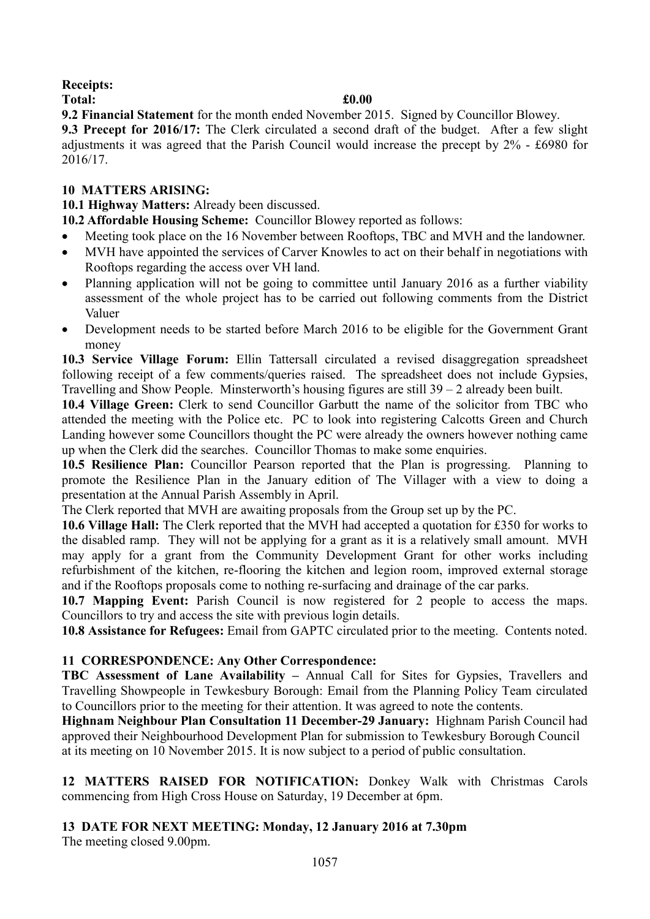**Receipts:**

**Total: £0.00**

**9.2 Financial Statement** for the month ended November 2015. Signed by Councillor Blowey.

**9.3 Precept for 2016/17:** The Clerk circulated a second draft of the budget. After a few slight adjustments it was agreed that the Parish Council would increase the precept by 2% - £6980 for 2016/17.

**10 MATTERS ARISING:**

**10.1 Highway Matters:** Already been discussed.

**10.2 Affordable Housing Scheme:** Councillor Blowey reported as follows:

- Meeting took place on the 16 November between Rooftops, TBC and MVH and the landowner.
- MVH have appointed the services of Carver Knowles to act on their behalf in negotiations with Rooftops regarding the access over VH land.
- Planning application will not be going to committee until January 2016 as a further viability assessment of the whole project has to be carried out following comments from the District Valuer
- Development needs to be started before March 2016 to be eligible for the Government Grant money

**10.3 Service Village Forum:** Ellin Tattersall circulated a revised disaggregation spreadsheet following receipt of a few comments/queries raised. The spreadsheet does not include Gypsies, Travelling and Show People. Minsterworth's housing figures are still 39 – 2 already been built.

**10.4 Village Green:** Clerk to send Councillor Garbutt the name of the solicitor from TBC who attended the meeting with the Police etc. PC to look into registering Calcotts Green and Church Landing however some Councillors thought the PC were already the owners however nothing came up when the Clerk did the searches. Councillor Thomas to make some enquiries.

**10.5 Resilience Plan:** Councillor Pearson reported that the Plan is progressing. Planning to promote the Resilience Plan in the January edition of The Villager with a view to doing a presentation at the Annual Parish Assembly in April.

The Clerk reported that MVH are awaiting proposals from the Group set up by the PC.

**10.6 Village Hall:** The Clerk reported that the MVH had accepted a quotation for £350 for works to the disabled ramp. They will not be applying for a grant as it is a relatively small amount. MVH may apply for a grant from the Community Development Grant for other works including refurbishment of the kitchen, re-flooring the kitchen and legion room, improved external storage and if the Rooftops proposals come to nothing re-surfacing and drainage of the car parks.

**10.7 Mapping Event:** Parish Council is now registered for 2 people to access the maps. Councillors to try and access the site with previous login details.

**10.8 Assistance for Refugees:** Email from GAPTC circulated prior to the meeting. Contents noted.

**11 CORRESPONDENCE: Any Other Correspondence:**

**TBC Assessment of Lane Availability –** Annual Call for Sites for Gypsies, Travellers and Travelling Showpeople in Tewkesbury Borough: Email from the Planning Policy Team circulated to Councillors prior to the meeting for their attention. It was agreed to note the contents.

**Highnam Neighbour Plan Consultation 11 December-29 January:** Highnam Parish Council had approved their Neighbourhood Development Plan for submission to Tewkesbury Borough Council at its meeting on 10 November 2015. It is now subject to a period of public consultation.

**12 MATTERS RAISED FOR NOTIFICATION:** Donkey Walk with Christmas Carols commencing from High Cross House on Saturday, 19 December at 6pm.

**13 DATE FOR NEXT MEETING: Monday, 12 January 2016 at 7.30pm**

The meeting closed 9.00pm.